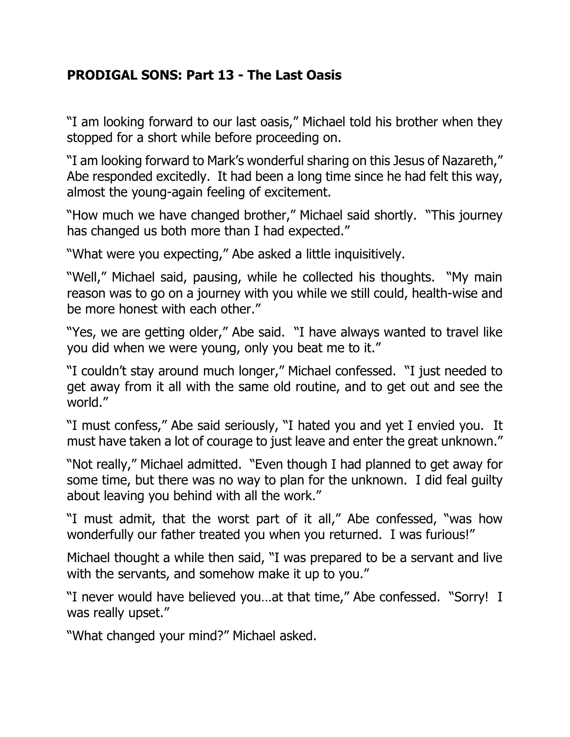**PRODIGAL SONS: Part 13 - The Last Oasis**

"I am looking forward to our last oasis," Michael told his brother when they stopped for a short while before proceeding on.

"I am looking forward to Mark's wonderful sharing on this Jesus of Nazareth," Abe responded excitedly. It had been a long time since he had felt this way, almost the young-again feeling of excitement.

"How much we have changed brother," Michael said shortly. "This journey has changed us both more than I had expected."

"What were you expecting," Abe asked a little inquisitively.

"Well," Michael said, pausing, while he collected his thoughts. "My main reason was to go on a journey with you while we still could, health-wise and be more honest with each other."

"Yes, we are getting older," Abe said. "I have always wanted to travel like you did when we were young, only you beat me to it."

"I couldn't stay around much longer," Michael confessed. "I just needed to get away from it all with the same old routine, and to get out and see the world."

"I must confess," Abe said seriously, "I hated you and yet I envied you. It must have taken a lot of courage to just leave and enter the great unknown."

"Not really," Michael admitted. "Even though I had planned to get away for some time, but there was no way to plan for the unknown. I did feal guilty about leaving you behind with all the work."

"I must admit, that the worst part of it all," Abe confessed, "was how wonderfully our father treated you when you returned. I was furious!"

Michael thought a while then said, "I was prepared to be a servant and live with the servants, and somehow make it up to you."

"I never would have believed you…at that time," Abe confessed. "Sorry! I was really upset."

"What changed your mind?" Michael asked.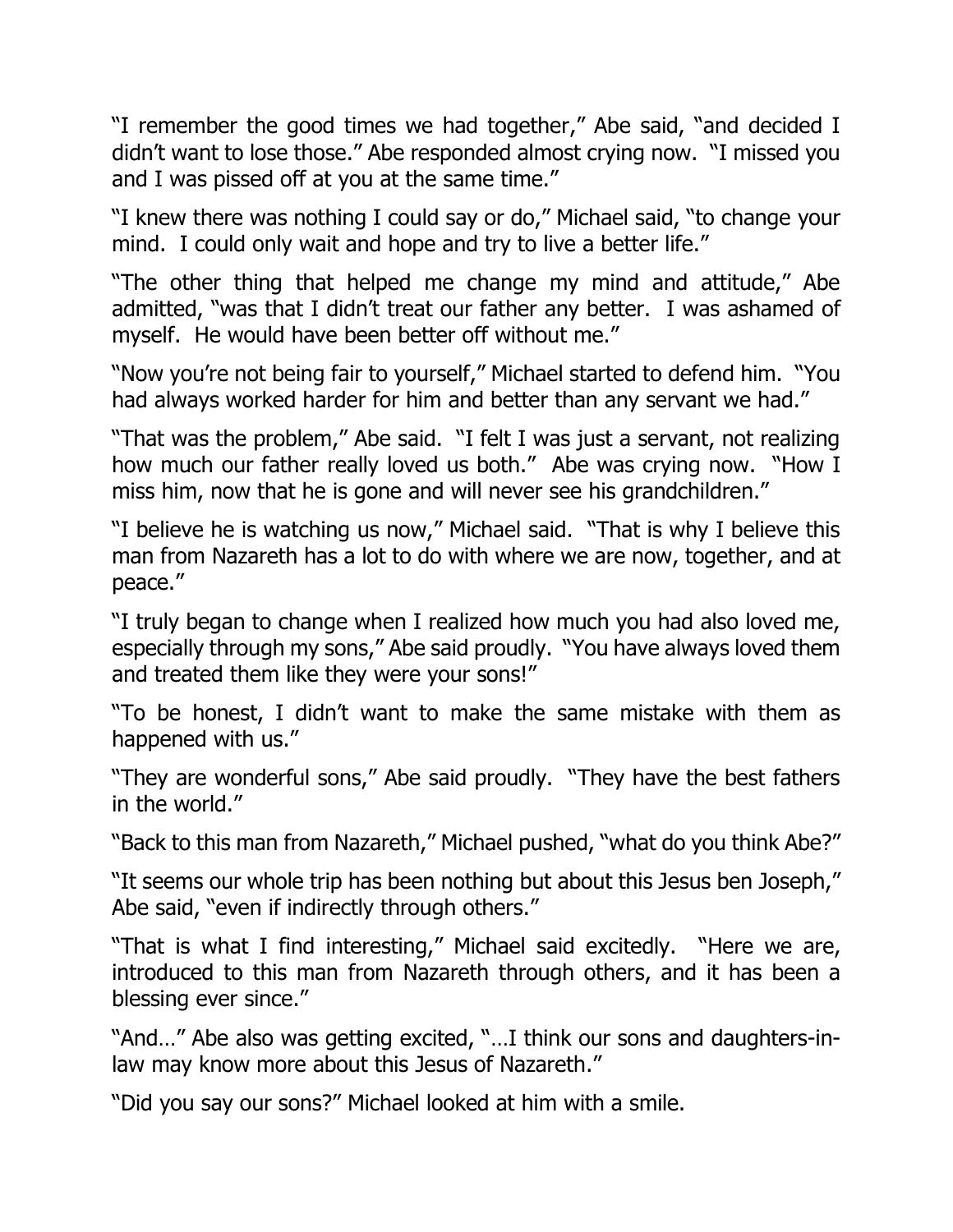"I remember the good times we had together," Abe said, "and decided I didn't want to lose those." Abe responded almost crying now. "I missed you and I was pissed off at you at the same time."

"I knew there was nothing I could say or do," Michael said, "to change your mind. I could only wait and hope and try to live a better life."

"The other thing that helped me change my mind and attitude," Abe admitted, "was that I didn't treat our father any better. I was ashamed of myself. He would have been better off without me."

"Now you're not being fair to yourself," Michael started to defend him. "You had always worked harder for him and better than any servant we had."

"That was the problem," Abe said. "I felt I was just a servant, not realizing how much our father really loved us both." Abe was crying now. "How I miss him, now that he is gone and will never see his grandchildren."

"I believe he is watching us now," Michael said. "That is why I believe this man from Nazareth has a lot to do with where we are now, together, and at peace."

"I truly began to change when I realized how much you had also loved me, especially through my sons," Abe said proudly. "You have always loved them and treated them like they were your sons!"

"To be honest, I didn't want to make the same mistake with them as happened with us."

"They are wonderful sons," Abe said proudly. "They have the best fathers in the world."

"Back to this man from Nazareth," Michael pushed, "what do you think Abe?"

"It seems our whole trip has been nothing but about this Jesus ben Joseph," Abe said, "even if indirectly through others."

"That is what I find interesting," Michael said excitedly. "Here we are, introduced to this man from Nazareth through others, and it has been a blessing ever since."

"And…" Abe also was getting excited, "…I think our sons and daughters-in-law may know more about this Jesus of Nazareth."

"Did you say our sons?" Michael looked at him with a smile.